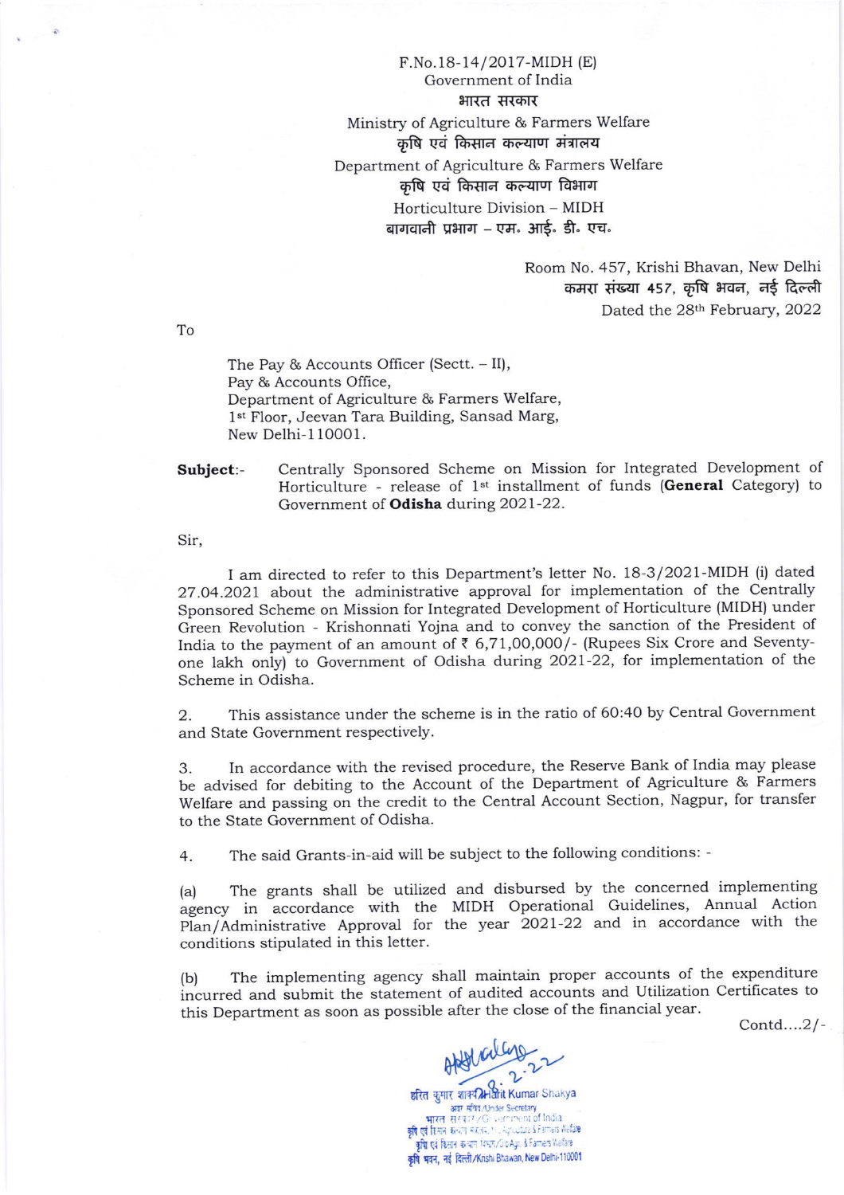F.No.18-14/2017-MIDH (E)
Government of India
भारत सरकार
Ministry of Agriculture & Farmers Welfare
कृषि एवं किसान कल्याण मंत्रालय
Department of Agriculture & Farmers Welfare
कृषि एवं किसान कल्याण विभाग
Horticulture Division – MIDH
बागवानी प्रभाग – एम॰ आई॰ डी॰ एच॰

Room No. 457, Krishi Bhavan, New Delhi
कमरा संख्या 457, कृषि भवन, नई दिल्ली
Dated the 28th February, 2022

To

The Pay & Accounts Officer (Sectt. – II),
Pay & Accounts Office,
Department of Agriculture & Farmers Welfare,
1st Floor, Jeevan Tara Building, Sansad Marg,
New Delhi-110001.

**Subject**:- Centrally Sponsored Scheme on Mission for Integrated Development of Horticulture - release of 1st installment of funds (**General** Category) to Government of **Odisha** during 2021-22.

Sir,

I am directed to refer to this Department's letter No. 18-3/2021-MIDH (i) dated 27.04.2021 about the administrative approval for implementation of the Centrally Sponsored Scheme on Mission for Integrated Development of Horticulture (MIDH) under Green Revolution - Krishonnati Yojna and to convey the sanction of the President of India to the payment of an amount of ₹ 6,71,00,000/- (Rupees Six Crore and Seventy-one lakh only) to Government of Odisha during 2021-22, for implementation of the Scheme in Odisha.

2. This assistance under the scheme is in the ratio of 60:40 by Central Government and State Government respectively.

3. In accordance with the revised procedure, the Reserve Bank of India may please be advised for debiting to the Account of the Department of Agriculture & Farmers Welfare and passing on the credit to the Central Account Section, Nagpur, for transfer to the State Government of Odisha.

4. The said Grants-in-aid will be subject to the following conditions: -

(a) The grants shall be utilized and disbursed by the concerned implementing agency in accordance with the MIDH Operational Guidelines, Annual Action Plan/Administrative Approval for the year 2021-22 and in accordance with the conditions stipulated in this letter.

(b) The implementing agency shall maintain proper accounts of the expenditure incurred and submit the statement of audited accounts and Utilization Certificates to this Department as soon as possible after the close of the financial year.

Contd....2/-

हरित कुमार शाक्य/Harit Kumar Shakya
अवर सचिव/Under Secretary
भारत सरकार/Government of India
कृषि एवं किसान कल्याण मंत्रालय/M/o Agriculture & Farmers Welfare
कृषि एवं किसान कल्याण विभाग/D/o Agri. & Farmers Welfare
कृषि भवन, नई दिल्ली/Krishi Bhawan, New Delhi-110001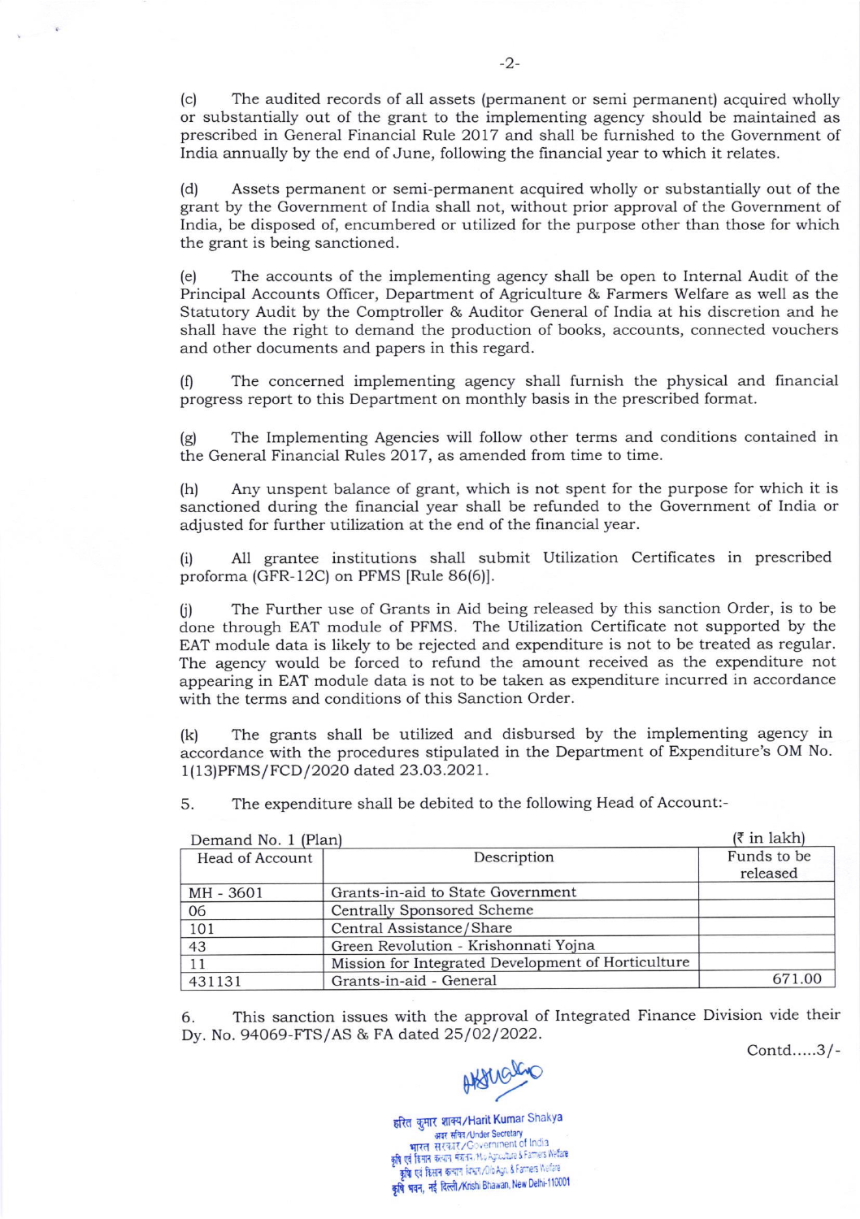(c) The audited records of all assets (permanent or semi permanent) acquired wholly or substantially out of the grant to the implementing agency should be maintained as prescribed in General Financial Rule 2017 and shall be furnished to the Government of India annually by the end of June, following the financial year to which it relates.

(d) Assets permanent or semi-permanent acquired wholly or substantially out of the grant by the Government of India shall not, without prior approval of the Government of India, be disposed of, encumbered or utilized for the purpose other than those for which the grant is being sanctioned.

(e) The accounts of the implementing agency shall be open to Internal Audit of the Principal Accounts Officer, Department of Agriculture & Farmers Welfare as well as the Statutory Audit by the Comptroller & Auditor General of India at his discretion and he shall have the right to demand the production of books, accounts, connected vouchers and other documents and papers in this regard.

(f) The concerned implementing agency shall furnish the physical and financial progress report to this Department on monthly basis in the prescribed format.

(g) The Implementing Agencies will follow other terms and conditions contained in the General Financial Rules 2017, as amended from time to time.

(h) Any unspent balance of grant, which is not spent for the purpose for which it is sanctioned during the financial year shall be refunded to the Government of India or adjusted for further utilization at the end of the financial year.

(i) All grantee institutions shall submit Utilization Certificates in prescribed proforma (GFR-12C) on PFMS [Rule 86(6)].

(j) The Further use of Grants in Aid being released by this sanction Order, is to be done through EAT module of PFMS. The Utilization Certificate not supported by the EAT module data is likely to be rejected and expenditure is not to be treated as regular. The agency would be forced to refund the amount received as the expenditure not appearing in EAT module data is not to be taken as expenditure incurred in accordance with the terms and conditions of this Sanction Order.

(k) The grants shall be utilized and disbursed by the implementing agency in accordance with the procedures stipulated in the Department of Expenditure's OM No. 1(13)PFMS/FCD/2020 dated 23.03.2021.

5. The expenditure shall be debited to the following Head of Account:-

Demand No. 1 (Plan) (₹ in lakh)

| Head of Account | Description | Funds to be released |
|---|---|---|
| MH - 3601 | Grants-in-aid to State Government | |
| 06 | Centrally Sponsored Scheme | |
| 101 | Central Assistance/Share | |
| 43 | Green Revolution - Krishonnati Yojna | |
| 11 | Mission for Integrated Development of Horticulture | |
| 431131 | Grants-in-aid - General | 671.00 |

6. This sanction issues with the approval of Integrated Finance Division vide their Dy. No. 94069-FTS/AS & FA dated 25/02/2022.

Contd.....3/-

हरित कुमार शाक्य/Harit Kumar Shakya
अवर सचिव/Under Secretary
भारत सरकार/Government of India
कृषि एवं किसान कल्याण मंत्रालय/M/o Agriculture & Farmers Welfare
कृषि एवं किसान कल्याण विभाग/D/o Agri. & Farmers Welfare
कृषि भवन, नई दिल्ली/Krishi Bhawan, New Delhi-110001